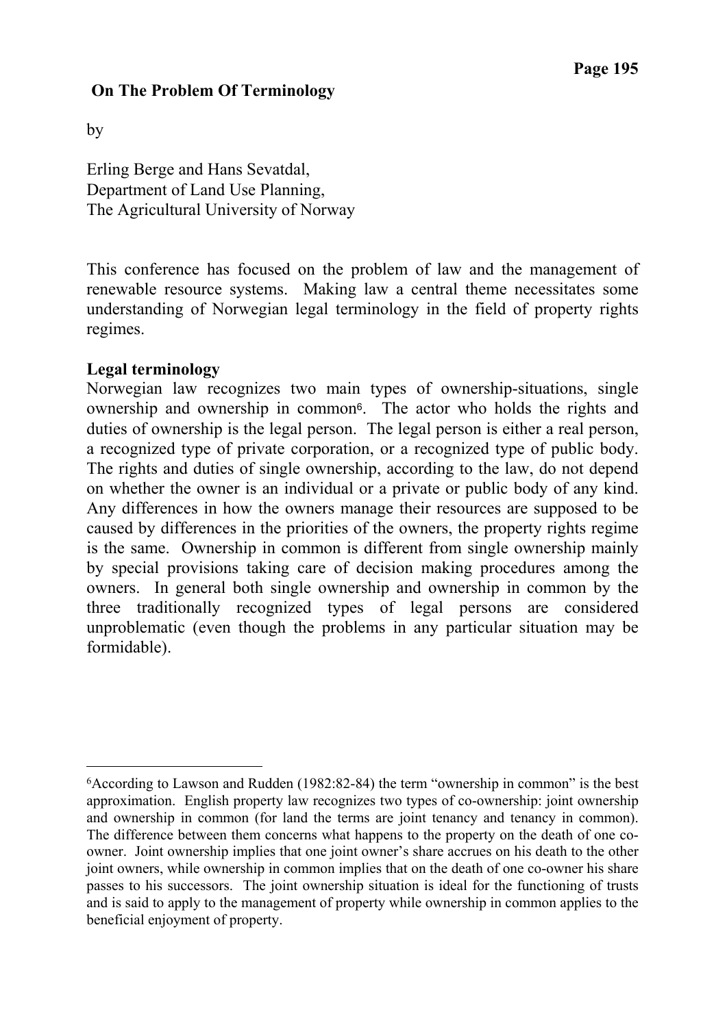## On The Problem Of Terminology

by

Erling Berge and Hans Sevatdal,
Department of Land Use Planning,
The Agricultural University of Norway

This conference has focused on the problem of law and the management of renewable resource systems. Making law a central theme necessitates some understanding of Norwegian legal terminology in the field of property rights regimes.

### Legal terminology

Norwegian law recognizes two main types of ownership-situations, single ownership and ownership in common[6]. The actor who holds the rights and duties of ownership is the legal person. The legal person is either a real person, a recognized type of private corporation, or a recognized type of public body. The rights and duties of single ownership, according to the law, do not depend on whether the owner is an individual or a private or public body of any kind. Any differences in how the owners manage their resources are supposed to be caused by differences in the priorities of the owners, the property rights regime is the same. Ownership in common is different from single ownership mainly by special provisions taking care of decision making procedures among the owners. In general both single ownership and ownership in common by the three traditionally recognized types of legal persons are considered unproblematic (even though the problems in any particular situation may be formidable).

[6] According to Lawson and Rudden (1982:82-84) the term "ownership in common" is the best approximation. English property law recognizes two types of co-ownership: joint ownership and ownership in common (for land the terms are joint tenancy and tenancy in common). The difference between them concerns what happens to the property on the death of one co-owner. Joint ownership implies that one joint owner's share accrues on his death to the other joint owners, while ownership in common implies that on the death of one co-owner his share passes to his successors. The joint ownership situation is ideal for the functioning of trusts and is said to apply to the management of property while ownership in common applies to the beneficial enjoyment of property.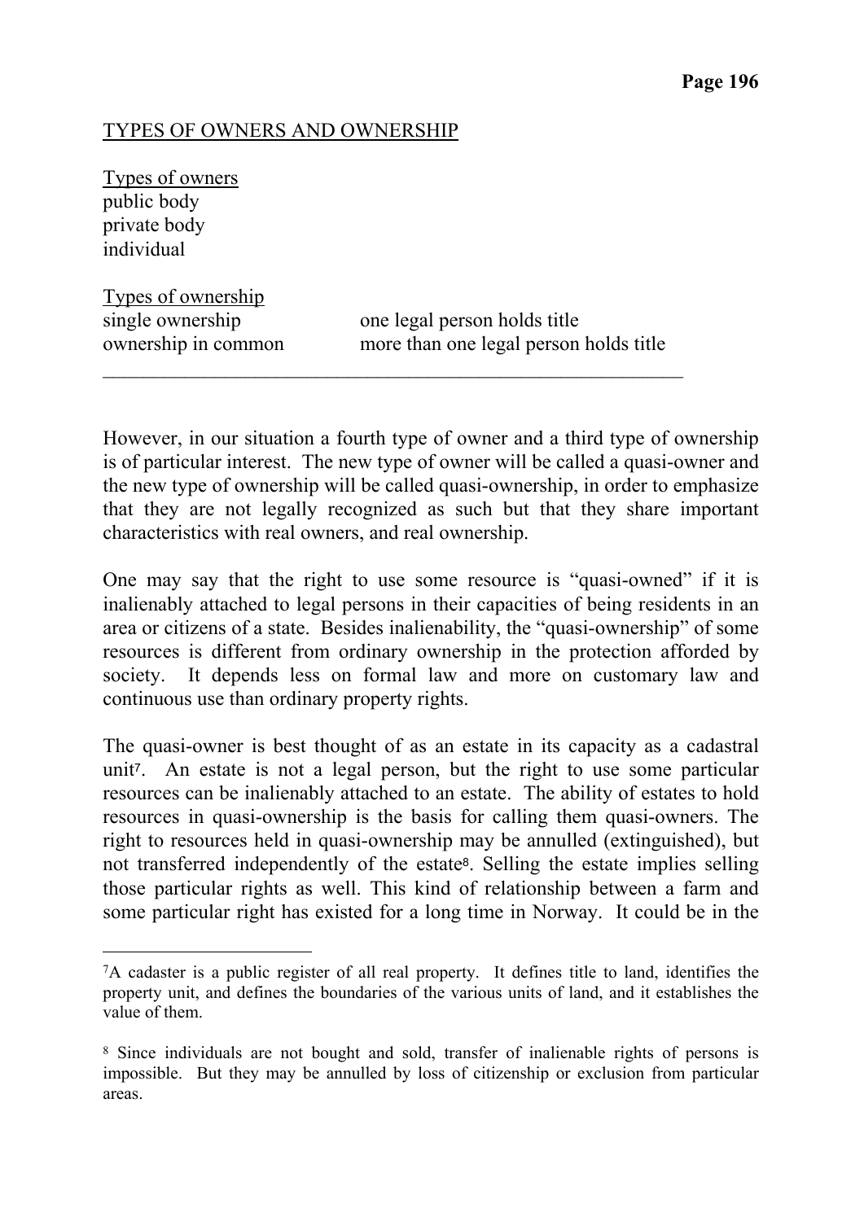TYPES OF OWNERS AND OWNERSHIP

Types of owners
public body
private body
individual

Types of ownership

| | |
|---|---|
| single ownership | one legal person holds title |
| ownership in common | more than one legal person holds title |

---

However, in our situation a fourth type of owner and a third type of ownership is of particular interest. The new type of owner will be called a quasi-owner and the new type of ownership will be called quasi-ownership, in order to emphasize that they are not legally recognized as such but that they share important characteristics with real owners, and real ownership.

One may say that the right to use some resource is "quasi-owned" if it is inalienably attached to legal persons in their capacities of being residents in an area or citizens of a state. Besides inalienability, the "quasi-ownership" of some resources is different from ordinary ownership in the protection afforded by society. It depends less on formal law and more on customary law and continuous use than ordinary property rights.

The quasi-owner is best thought of as an estate in its capacity as a cadastral unit[7]. An estate is not a legal person, but the right to use some particular resources can be inalienably attached to an estate. The ability of estates to hold resources in quasi-ownership is the basis for calling them quasi-owners. The right to resources held in quasi-ownership may be annulled (extinguished), but not transferred independently of the estate[8]. Selling the estate implies selling those particular rights as well. This kind of relationship between a farm and some particular right has existed for a long time in Norway. It could be in the

[7] A cadaster is a public register of all real property. It defines title to land, identifies the property unit, and defines the boundaries of the various units of land, and it establishes the value of them.

[8] Since individuals are not bought and sold, transfer of inalienable rights of persons is impossible. But they may be annulled by loss of citizenship or exclusion from particular areas.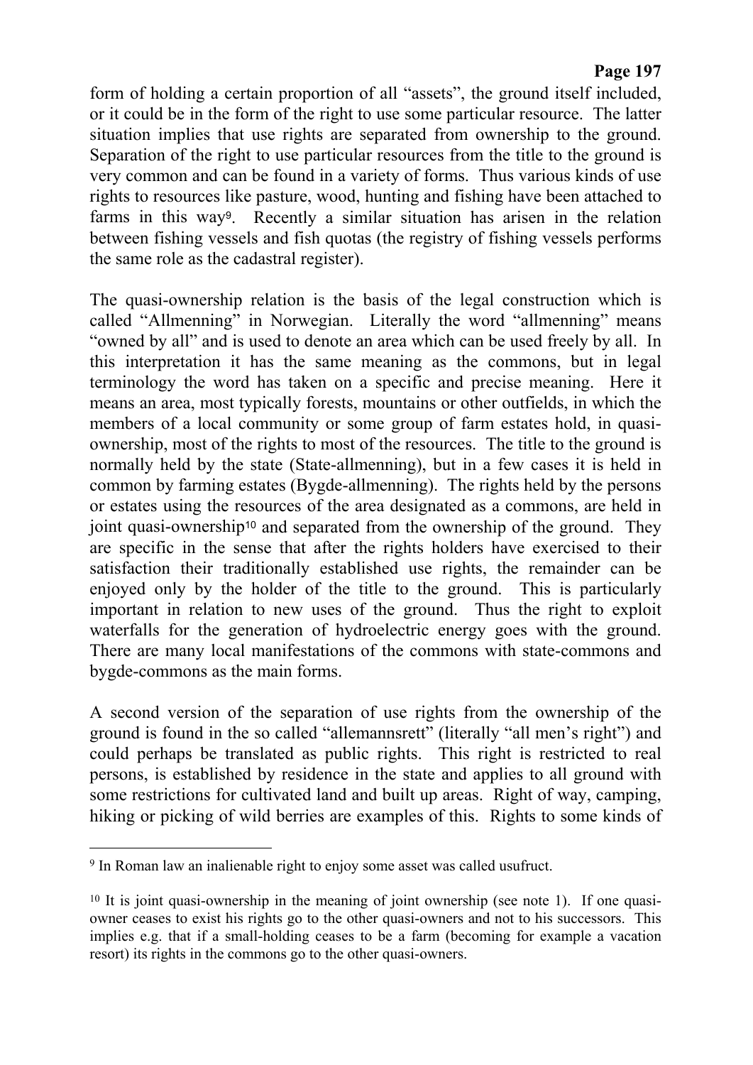form of holding a certain proportion of all "assets", the ground itself included, or it could be in the form of the right to use some particular resource. The latter situation implies that use rights are separated from ownership to the ground. Separation of the right to use particular resources from the title to the ground is very common and can be found in a variety of forms. Thus various kinds of use rights to resources like pasture, wood, hunting and fishing have been attached to farms in this way[9]. Recently a similar situation has arisen in the relation between fishing vessels and fish quotas (the registry of fishing vessels performs the same role as the cadastral register).

The quasi-ownership relation is the basis of the legal construction which is called "Allmenning" in Norwegian. Literally the word "allmenning" means "owned by all" and is used to denote an area which can be used freely by all. In this interpretation it has the same meaning as the commons, but in legal terminology the word has taken on a specific and precise meaning. Here it means an area, most typically forests, mountains or other outfields, in which the members of a local community or some group of farm estates hold, in quasi-ownership, most of the rights to most of the resources. The title to the ground is normally held by the state (State-allmenning), but in a few cases it is held in common by farming estates (Bygde-allmenning). The rights held by the persons or estates using the resources of the area designated as a commons, are held in joint quasi-ownership[10] and separated from the ownership of the ground. They are specific in the sense that after the rights holders have exercised to their satisfaction their traditionally established use rights, the remainder can be enjoyed only by the holder of the title to the ground. This is particularly important in relation to new uses of the ground. Thus the right to exploit waterfalls for the generation of hydroelectric energy goes with the ground. There are many local manifestations of the commons with state-commons and bygde-commons as the main forms.

A second version of the separation of use rights from the ownership of the ground is found in the so called "allemannsrett" (literally "all men's right") and could perhaps be translated as public rights. This right is restricted to real persons, is established by residence in the state and applies to all ground with some restrictions for cultivated land and built up areas. Right of way, camping, hiking or picking of wild berries are examples of this. Rights to some kinds of

---

[9] In Roman law an inalienable right to enjoy some asset was called usufruct.

[10] It is joint quasi-ownership in the meaning of joint ownership (see note 1). If one quasi-owner ceases to exist his rights go to the other quasi-owners and not to his successors. This implies e.g. that if a small-holding ceases to be a farm (becoming for example a vacation resort) its rights in the commons go to the other quasi-owners.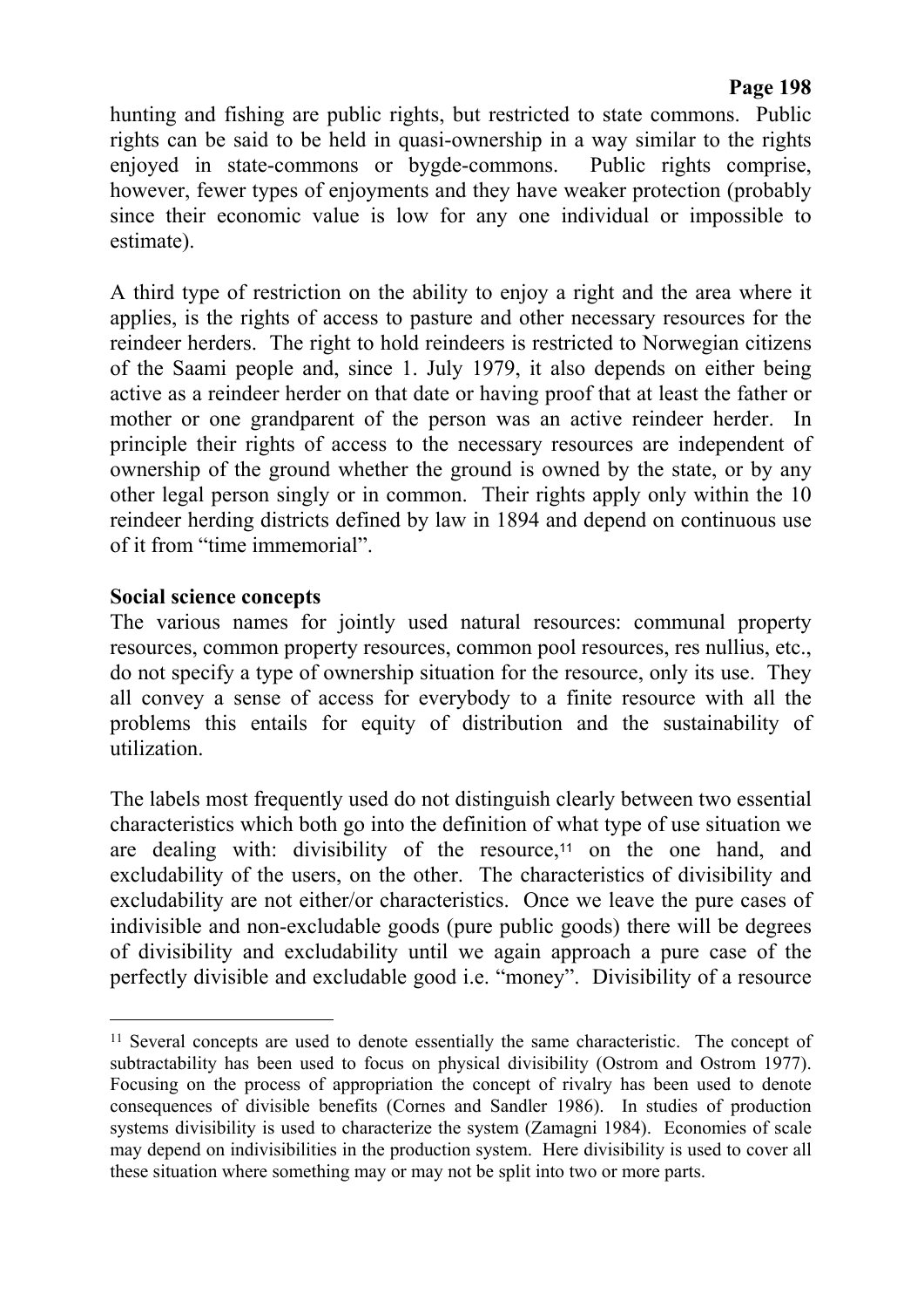hunting and fishing are public rights, but restricted to state commons. Public rights can be said to be held in quasi-ownership in a way similar to the rights enjoyed in state-commons or bygde-commons. Public rights comprise, however, fewer types of enjoyments and they have weaker protection (probably since their economic value is low for any one individual or impossible to estimate).

A third type of restriction on the ability to enjoy a right and the area where it applies, is the rights of access to pasture and other necessary resources for the reindeer herders. The right to hold reindeers is restricted to Norwegian citizens of the Saami people and, since 1. July 1979, it also depends on either being active as a reindeer herder on that date or having proof that at least the father or mother or one grandparent of the person was an active reindeer herder. In principle their rights of access to the necessary resources are independent of ownership of the ground whether the ground is owned by the state, or by any other legal person singly or in common. Their rights apply only within the 10 reindeer herding districts defined by law in 1894 and depend on continuous use of it from "time immemorial".

**Social science concepts**

The various names for jointly used natural resources: communal property resources, common property resources, common pool resources, res nullius, etc., do not specify a type of ownership situation for the resource, only its use. They all convey a sense of access for everybody to a finite resource with all the problems this entails for equity of distribution and the sustainability of utilization.

The labels most frequently used do not distinguish clearly between two essential characteristics which both go into the definition of what type of use situation we are dealing with: divisibility of the resource,[11] on the one hand, and excludability of the users, on the other. The characteristics of divisibility and excludability are not either/or characteristics. Once we leave the pure cases of indivisible and non-excludable goods (pure public goods) there will be degrees of divisibility and excludability until we again approach a pure case of the perfectly divisible and excludable good i.e. "money". Divisibility of a resource

---

[11] Several concepts are used to denote essentially the same characteristic. The concept of subtractability has been used to focus on physical divisibility (Ostrom and Ostrom 1977). Focusing on the process of appropriation the concept of rivalry has been used to denote consequences of divisible benefits (Cornes and Sandler 1986). In studies of production systems divisibility is used to characterize the system (Zamagni 1984). Economies of scale may depend on indivisibilities in the production system. Here divisibility is used to cover all these situation where something may or may not be split into two or more parts.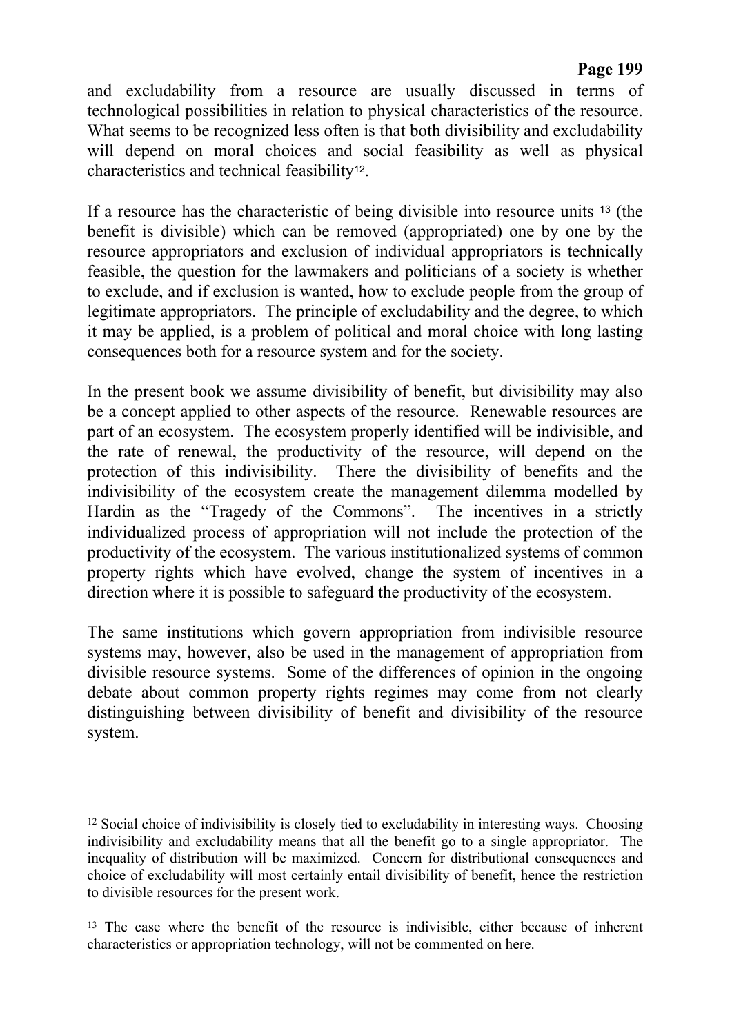and excludability from a resource are usually discussed in terms of technological possibilities in relation to physical characteristics of the resource. What seems to be recognized less often is that both divisibility and excludability will depend on moral choices and social feasibility as well as physical characteristics and technical feasibility[12].

If a resource has the characteristic of being divisible into resource units [13] (the benefit is divisible) which can be removed (appropriated) one by one by the resource appropriators and exclusion of individual appropriators is technically feasible, the question for the lawmakers and politicians of a society is whether to exclude, and if exclusion is wanted, how to exclude people from the group of legitimate appropriators. The principle of excludability and the degree, to which it may be applied, is a problem of political and moral choice with long lasting consequences both for a resource system and for the society.

In the present book we assume divisibility of benefit, but divisibility may also be a concept applied to other aspects of the resource. Renewable resources are part of an ecosystem. The ecosystem properly identified will be indivisible, and the rate of renewal, the productivity of the resource, will depend on the protection of this indivisibility. There the divisibility of benefits and the indivisibility of the ecosystem create the management dilemma modelled by Hardin as the "Tragedy of the Commons". The incentives in a strictly individualized process of appropriation will not include the protection of the productivity of the ecosystem. The various institutionalized systems of common property rights which have evolved, change the system of incentives in a direction where it is possible to safeguard the productivity of the ecosystem.

The same institutions which govern appropriation from indivisible resource systems may, however, also be used in the management of appropriation from divisible resource systems. Some of the differences of opinion in the ongoing debate about common property rights regimes may come from not clearly distinguishing between divisibility of benefit and divisibility of the resource system.

---

[12] Social choice of indivisibility is closely tied to excludability in interesting ways. Choosing indivisibility and excludability means that all the benefit go to a single appropriator. The inequality of distribution will be maximized. Concern for distributional consequences and choice of excludability will most certainly entail divisibility of benefit, hence the restriction to divisible resources for the present work.

[13] The case where the benefit of the resource is indivisible, either because of inherent characteristics or appropriation technology, will not be commented on here.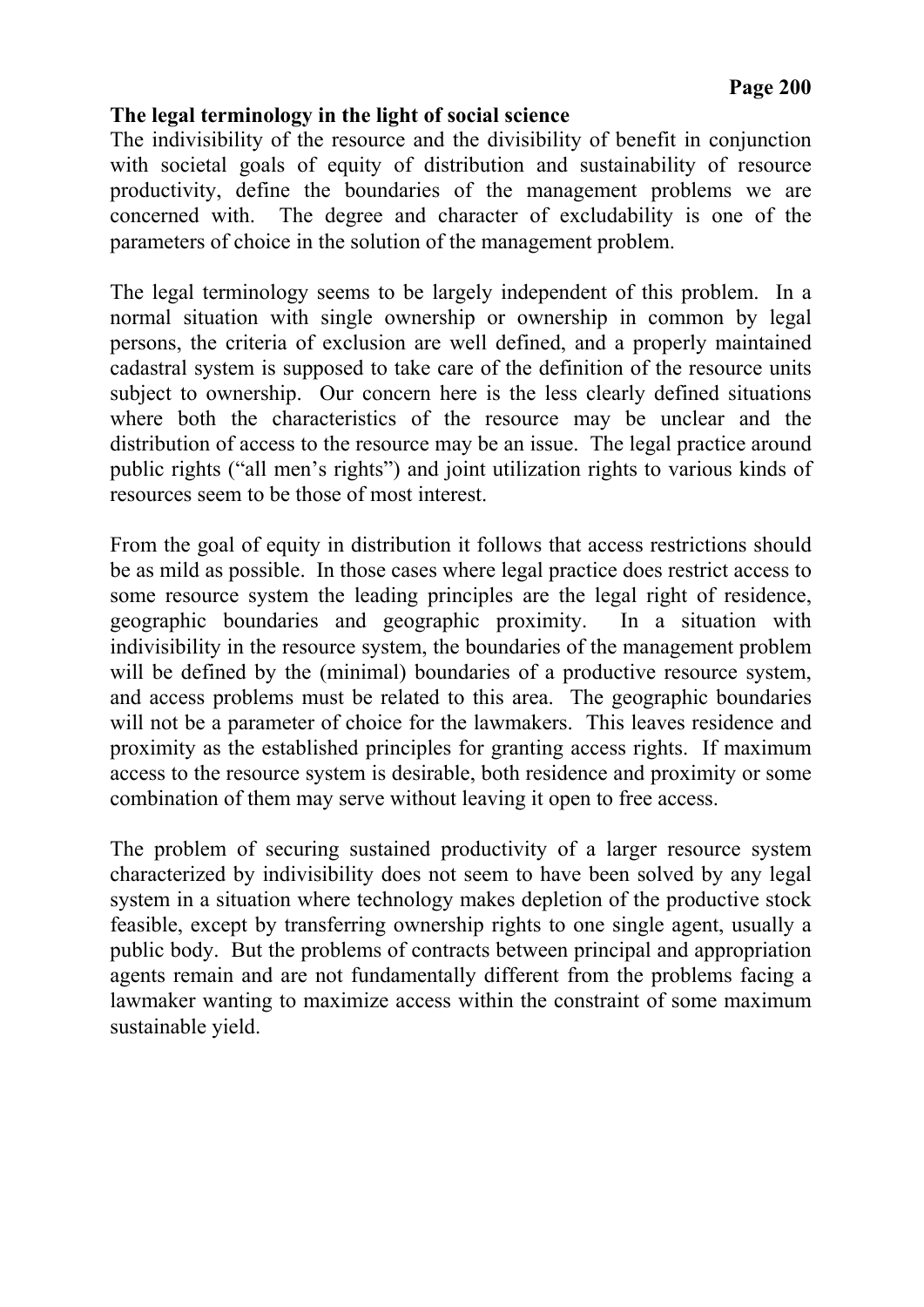**The legal terminology in the light of social science**

The indivisibility of the resource and the divisibility of benefit in conjunction with societal goals of equity of distribution and sustainability of resource productivity, define the boundaries of the management problems we are concerned with. The degree and character of excludability is one of the parameters of choice in the solution of the management problem.

The legal terminology seems to be largely independent of this problem. In a normal situation with single ownership or ownership in common by legal persons, the criteria of exclusion are well defined, and a properly maintained cadastral system is supposed to take care of the definition of the resource units subject to ownership. Our concern here is the less clearly defined situations where both the characteristics of the resource may be unclear and the distribution of access to the resource may be an issue. The legal practice around public rights ("all men's rights") and joint utilization rights to various kinds of resources seem to be those of most interest.

From the goal of equity in distribution it follows that access restrictions should be as mild as possible. In those cases where legal practice does restrict access to some resource system the leading principles are the legal right of residence, geographic boundaries and geographic proximity. In a situation with indivisibility in the resource system, the boundaries of the management problem will be defined by the (minimal) boundaries of a productive resource system, and access problems must be related to this area. The geographic boundaries will not be a parameter of choice for the lawmakers. This leaves residence and proximity as the established principles for granting access rights. If maximum access to the resource system is desirable, both residence and proximity or some combination of them may serve without leaving it open to free access.

The problem of securing sustained productivity of a larger resource system characterized by indivisibility does not seem to have been solved by any legal system in a situation where technology makes depletion of the productive stock feasible, except by transferring ownership rights to one single agent, usually a public body. But the problems of contracts between principal and appropriation agents remain and are not fundamentally different from the problems facing a lawmaker wanting to maximize access within the constraint of some maximum sustainable yield.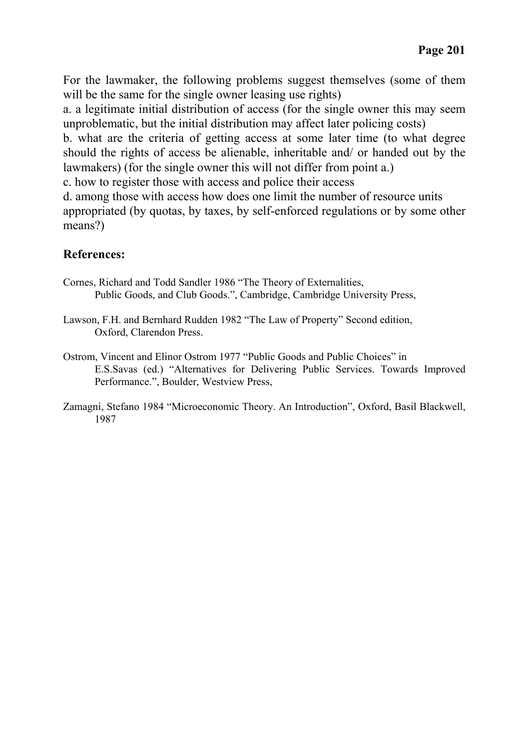For the lawmaker, the following problems suggest themselves (some of them will be the same for the single owner leasing use rights)

a. a legitimate initial distribution of access (for the single owner this may seem unproblematic, but the initial distribution may affect later policing costs)

b. what are the criteria of getting access at some later time (to what degree should the rights of access be alienable, inheritable and/ or handed out by the lawmakers) (for the single owner this will not differ from point a.)

c. how to register those with access and police their access

d. among those with access how does one limit the number of resource units appropriated (by quotas, by taxes, by self-enforced regulations or by some other means?)

## References:

Cornes, Richard and Todd Sandler 1986 "The Theory of Externalities, Public Goods, and Club Goods.", Cambridge, Cambridge University Press,

Lawson, F.H. and Bernhard Rudden 1982 "The Law of Property" Second edition, Oxford, Clarendon Press.

Ostrom, Vincent and Elinor Ostrom 1977 "Public Goods and Public Choices" in E.S.Savas (ed.) "Alternatives for Delivering Public Services. Towards Improved Performance.", Boulder, Westview Press,

Zamagni, Stefano 1984 "Microeconomic Theory. An Introduction", Oxford, Basil Blackwell, 1987